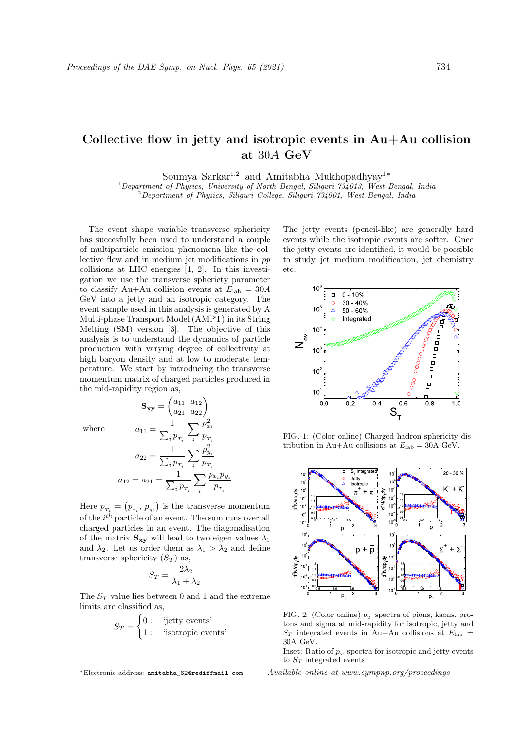# Collective flow in jetty and isotropic events in Au+Au collision at 30$A$ GeV

Soumya Sarkar[1,2] and Amitabha Mukhopadhyay[1]*

[1] *Department of Physics, University of North Bengal, Siliguri-734013, West Bengal, India*
[2] *Department of Physics, Siliguri College, Siliguri-734001, West Bengal, India*

The event shape variable transverse sphericity has succesfully been used to understand a couple of multiparticle emission phenomena like the collective flow and in medium jet modifications in $pp$ collisions at LHC energies [1, 2]. In this investigation we use the transverse spherictiy parameter to classify Au+Au collision events at $E_{\rm lab} = 30A$ GeV into a jetty and an isotropic category. The event sample used in this analysis is generated by A Multi-phase Transport Model (AMPT) in its String Melting (SM) version [3]. The objective of this analysis is to understand the dynamics of particle production with varying degree of collectivity at high baryon density and at low to moderate temperature. We start by introducing the transverse momentum matrix of charged particles produced in the mid-rapidity region as,

$$\mathbf{S_{xy}} = \begin{pmatrix} a_{11} & a_{12} \\ a_{21} & a_{22} \end{pmatrix}$$

where

$$a_{11} = \frac{1}{\sum_i p_{T_i}} \sum_i \frac{p_{x_i}^2}{p_{T_i}}$$

$$a_{22} = \frac{1}{\sum_i p_{T_i}} \sum_i \frac{p_{y_i}^2}{p_{T_i}}$$

$$a_{12} = a_{21} = \frac{1}{\sum_i p_{T_i}} \sum_i \frac{p_{x_i} p_{y_i}}{p_{T_i}}$$

Here $p_{T_i} = \left(p_{x_i}, p_{y_i}\right)$ is the transverse momentum of the $i^{th}$ particle of an event. The sum runs over all charged particles in an event. The diagonalisation of the matrix $\mathbf{S_{xy}}$ will lead to two eigen values $\lambda_1$ and $\lambda_2$. Let us order them as $\lambda_1 > \lambda_2$ and define transverse sphericity ($S_T$) as,

$$S_T = \frac{2\lambda_2}{\lambda_1 + \lambda_2}$$

The $S_T$ value lies between 0 and 1 and the extreme limits are classified as,

$$S_T = \begin{cases} 0: & \text{'jetty events'} \\ 1: & \text{'isotropic events'} \end{cases}$$

The jetty events (pencil-like) are generally hard events while the isotropic events are softer. Once the jetty events are identified, it would be possible to study jet medium modification, jet chemistry etc.

FIG. 1: (Color online) Charged hadron sphericity distribution in Au+Au collisions at $E_{\rm lab} = 30$A GeV.

FIG. 2: (Color online) $p_T$ spectra of pions, kaons, protons and sigma at mid-rapidity for isotropic, jetty and $S_T$ integrated events in Au+Au collisions at $E_{\rm lab} = 30$A GeV.
Inset: Ratio of $p_T$ spectra for isotropic and jetty events to $S_T$ integrated events

*Electronic address: amitabha_62@rediffmail.com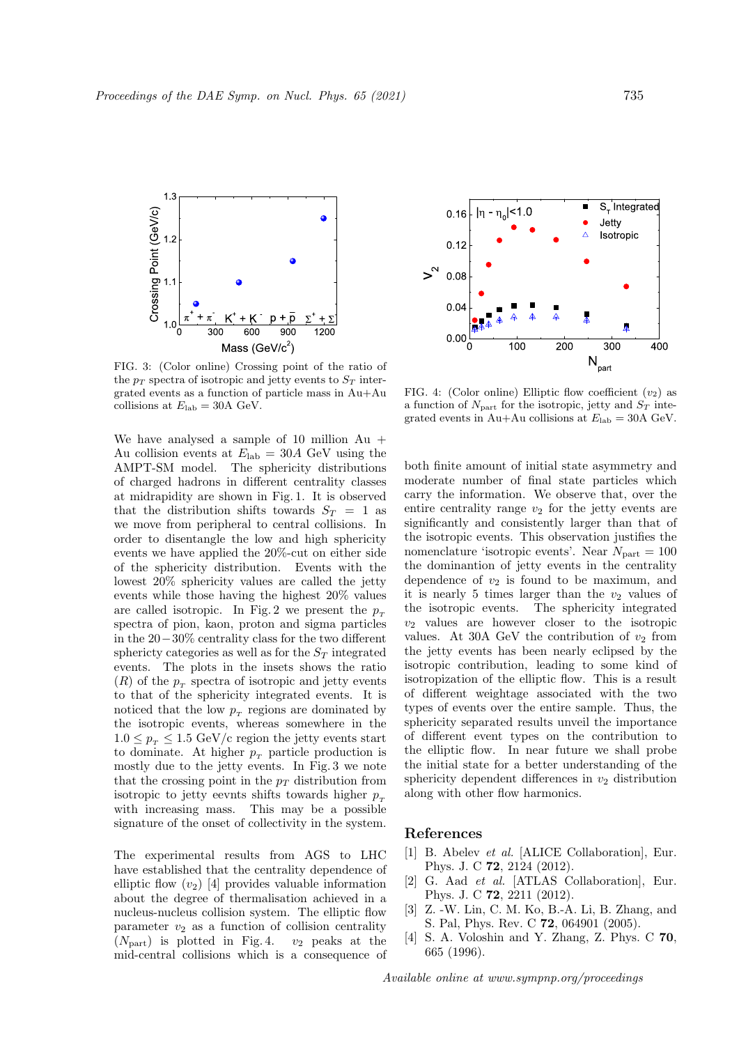1.3

1.2

1.1

1.0

Crossing Point (GeV/c)

0 300 600 900 1200

Mass (GeV/c$^2$)

$\pi^+ + \pi^-$ $K^+ + K^-$ $p + \bar{p}$ $\Sigma^+ + \Sigma^-$

FIG. 3: (Color online) Crossing point of the ratio of the $p_T$ spectra of isotropic and jetty events to $S_T$ intergrated events as a function of particle mass in Au+Au collisions at $E_{\rm lab}$ = 30A GeV.

We have analysed a sample of 10 million Au + Au collision events at $E_{\rm lab} = 30A$ GeV using the AMPT-SM model. The sphericity distributions of charged hadrons in different centrality classes at midrapidity are shown in Fig. 1. It is observed that the distribution shifts towards $S_T = 1$ as we move from peripheral to central collisions. In order to disentangle the low and high sphericity events we have applied the 20%-cut on either side of the sphericity distribution. Events with the lowest 20% sphericity values are called the jetty events while those having the highest 20% values are called isotropic. In Fig. 2 we present the $p_T$ spectra of pion, kaon, proton and sigma particles in the 20−30% centrality class for the two different sphericty categories as well as for the $S_T$ integrated events. The plots in the insets shows the ratio ($R$) of the $p_T$ spectra of isotropic and jetty events to that of the sphericity integrated events. It is noticed that the low $p_T$ regions are dominated by the isotropic events, whereas somewhere in the $1.0 \leq p_T \leq 1.5$ GeV/c region the jetty events start to dominate. At higher $p_T$ particle production is mostly due to the jetty events. In Fig. 3 we note that the crossing point in the $p_T$ distribution from isotropic to jetty eevnts shifts towards higher $p_T$ with increasing mass. This may be a possible signature of the onset of collectivity in the system.

The experimental results from AGS to LHC have established that the centrality dependence of elliptic flow ($v_2$) [4] provides valuable information about the degree of thermalisation achieved in a nucleus-nucleus collision system. The elliptic flow parameter $v_2$ as a function of collision centrality ($N_{\rm part}$) is plotted in Fig. 4. $v_2$ peaks at the mid-central collisions which is a consequence of

0.16 0.12 0.08 0.04 0.00

$v_2$

0 100 200 300 400

$N_{\rm part}$

$|\eta - \eta_0|$<1.0

$S_T$ Integrated

Jetty

Isotropic

FIG. 4: (Color online) Elliptic flow coefficient ($v_2$) as a function of $N_{\rm part}$ for the isotropic, jetty and $S_T$ integrated events in Au+Au collisions at $E_{\rm lab}$ = 30A GeV.

both finite amount of initial state asymmetry and moderate number of final state particles which carry the information. We observe that, over the entire centrality range $v_2$ for the jetty events are significantly and consistently larger than that of the isotropic events. This observation justifies the nomenclature 'isotropic events'. Near $N_{\rm part} = 100$ the domination of jetty events in the centrality dependence of $v_2$ is found to be maximum, and it is nearly 5 times larger than the $v_2$ values of the isotropic events. The sphericity integrated $v_2$ values are however closer to the isotropic values. At 30A GeV the contribution of $v_2$ from the jetty events has been nearly eclipsed by the isotropic contribution, leading to some kind of isotropization of the elliptic flow. This is a result of different weightage associated with the two types of events over the entire sample. Thus, the sphericity separated results unveil the importance of different event types on the contribution to the elliptic flow. In near future we shall probe the initial state for a better understanding of the sphericity dependent differences in $v_2$ distribution along with other flow harmonics.

## References

[1] B. Abelev *et al.* [ALICE Collaboration], Eur. Phys. J. C **72**, 2124 (2012).

[2] G. Aad *et al.* [ATLAS Collaboration], Eur. Phys. J. C **72**, 2211 (2012).

[3] Z. -W. Lin, C. M. Ko, B.-A. Li, B. Zhang, and S. Pal, Phys. Rev. C **72**, 064901 (2005).

[4] S. A. Voloshin and Y. Zhang, Z. Phys. C **70**, 665 (1996).